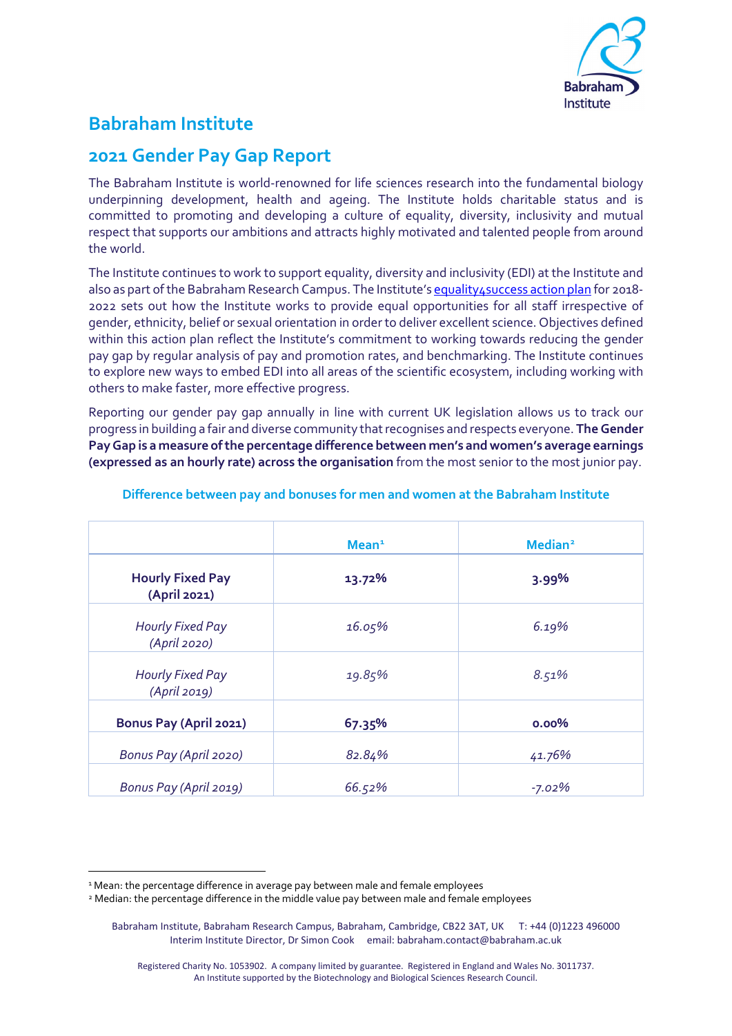# Babraham Institute

## 2021 Gender Pay Gap Report

The Babraham Institute is world-renowned for life sciences research into the fundamental biology underpinning development, health and ageing. The Institute holds charitable status and is committed to promoting and developing a culture of equality, diversity, inclusivity and mutual respect that supports our ambitions and attracts highly motivated and talented people from around the world.

The Institute continues to work to support equality, diversity and inclusivity (EDI) at the Institute and also as part of the Babraham Research Campus. The Institute's equality4success action plan for 2018-2022 sets out how the Institute works to provide equal opportunities for all staff irrespective of gender, ethnicity, belief or sexual orientation in order to deliver excellent science. Objectives defined within this action plan reflect the Institute's commitment to working towards reducing the gender pay gap by regular analysis of pay and promotion rates, and benchmarking. The Institute continues to explore new ways to embed EDI into all areas of the scientific ecosystem, including working with others to make faster, more effective progress.

Reporting our gender pay gap annually in line with current UK legislation allows us to track our progress in building a fair and diverse community that recognises and respects everyone. **The Gender Pay Gap is a measure of the percentage difference between men's and women's average earnings (expressed as an hourly rate) across the organisation** from the most senior to the most junior pay.

**Difference between pay and bonuses for men and women at the Babraham Institute**

| | Mean[1] | Median[2] |
|---|---|---|
| **Hourly Fixed Pay (April 2021)** | **13.72%** | **3.99%** |
| *Hourly Fixed Pay (April 2020)* | *16.05%* | *6.19%* |
| *Hourly Fixed Pay (April 2019)* | *19.85%* | *8.51%* |
| **Bonus Pay (April 2021)** | **67.35%** | **0.00%** |
| *Bonus Pay (April 2020)* | *82.84%* | *41.76%* |
| *Bonus Pay (April 2019)* | *66.52%* | *-7.02%* |

[1] Mean: the percentage difference in average pay between male and female employees

[2] Median: the percentage difference in the middle value pay between male and female employees

Babraham Institute, Babraham Research Campus, Babraham, Cambridge, CB22 3AT, UK T: +44 (0)1223 496000
Interim Institute Director, Dr Simon Cook email: babraham.contact@babraham.ac.uk

Registered Charity No. 1053902. A company limited by guarantee. Registered in England and Wales No. 3011737.
An Institute supported by the Biotechnology and Biological Sciences Research Council.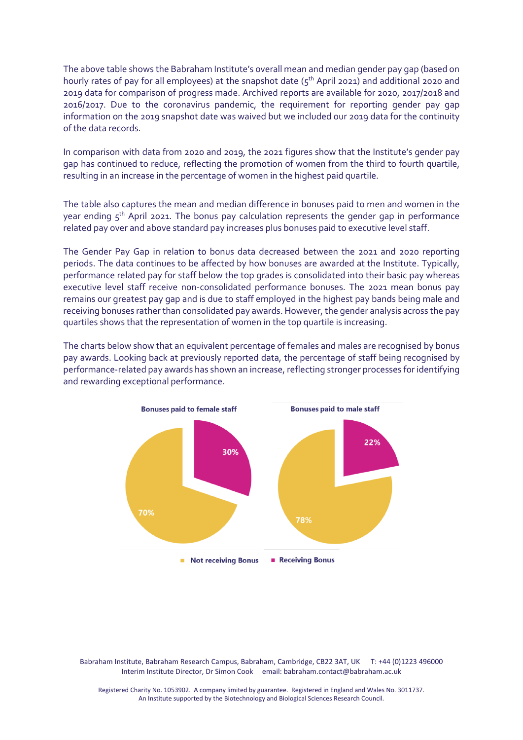The above table shows the Babraham Institute's overall mean and median gender pay gap (based on hourly rates of pay for all employees) at the snapshot date (5th April 2021) and additional 2020 and 2019 data for comparison of progress made. Archived reports are available for 2020, 2017/2018 and 2016/2017. Due to the coronavirus pandemic, the requirement for reporting gender pay gap information on the 2019 snapshot date was waived but we included our 2019 data for the continuity of the data records.

In comparison with data from 2020 and 2019, the 2021 figures show that the Institute's gender pay gap has continued to reduce, reflecting the promotion of women from the third to fourth quartile, resulting in an increase in the percentage of women in the highest paid quartile.

The table also captures the mean and median difference in bonuses paid to men and women in the year ending 5th April 2021. The bonus pay calculation represents the gender gap in performance related pay over and above standard pay increases plus bonuses paid to executive level staff.

The Gender Pay Gap in relation to bonus data decreased between the 2021 and 2020 reporting periods. The data continues to be affected by how bonuses are awarded at the Institute. Typically, performance related pay for staff below the top grades is consolidated into their basic pay whereas executive level staff receive non-consolidated performance bonuses. The 2021 mean bonus pay remains our greatest pay gap and is due to staff employed in the highest pay bands being male and receiving bonuses rather than consolidated pay awards. However, the gender analysis across the pay quartiles shows that the representation of women in the top quartile is increasing.

The charts below show that an equivalent percentage of females and males are recognised by bonus pay awards. Looking back at previously reported data, the percentage of staff being recognised by performance-related pay awards has shown an increase, reflecting stronger processes for identifying and rewarding exceptional performance.

**Bonuses paid to female staff**

| | % |
|---|---|
| Not receiving Bonus | 70% |
| Receiving Bonus | 30% |

**Bonuses paid to male staff**

| | % |
|---|---|
| Not receiving Bonus | 78% |
| Receiving Bonus | 22% |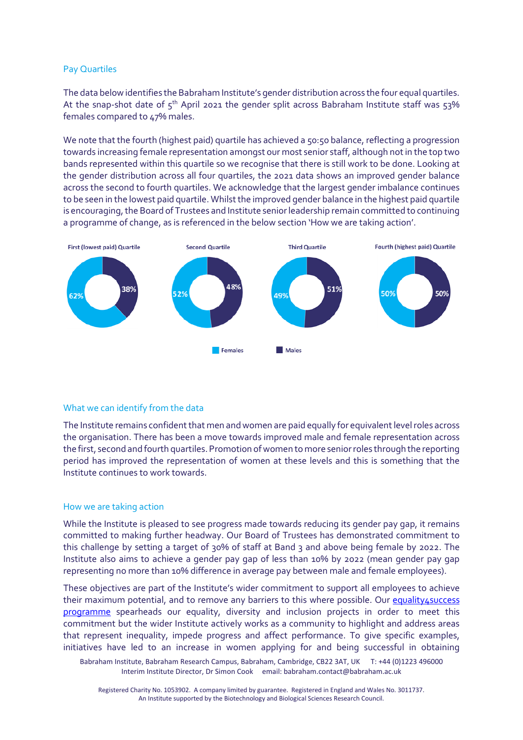## Pay Quartiles

The data below identifies the Babraham Institute's gender distribution across the four equal quartiles. At the snap-shot date of 5th April 2021 the gender split across Babraham Institute staff was 53% females compared to 47% males.

We note that the fourth (highest paid) quartile has achieved a 50:50 balance, reflecting a progression towards increasing female representation amongst our most senior staff, although not in the top two bands represented within this quartile so we recognise that there is still work to be done. Looking at the gender distribution across all four quartiles, the 2021 data shows an improved gender balance across the second to fourth quartiles. We acknowledge that the largest gender imbalance continues to be seen in the lowest paid quartile. Whilst the improved gender balance in the highest paid quartile is encouraging, the Board of Trustees and Institute senior leadership remain committed to continuing a programme of change, as is referenced in the below section 'How we are taking action'.

| | First (lowest paid) Quartile | Second Quartile | Third Quartile | Fourth (highest paid) Quartile |
|---|---|---|---|---|
| Females | 62% | 52% | 49% | 50% |
| Males | 38% | 48% | 51% | 50% |

## What we can identify from the data

The Institute remains confident that men and women are paid equally for equivalent level roles across the organisation. There has been a move towards improved male and female representation across the first, second and fourth quartiles. Promotion of women to more senior roles through the reporting period has improved the representation of women at these levels and this is something that the Institute continues to work towards.

## How we are taking action

While the Institute is pleased to see progress made towards reducing its gender pay gap, it remains committed to making further headway. Our Board of Trustees has demonstrated commitment to this challenge by setting a target of 30% of staff at Band 3 and above being female by 2022. The Institute also aims to achieve a gender pay gap of less than 10% by 2022 (mean gender pay gap representing no more than 10% difference in average pay between male and female employees).

These objectives are part of the Institute's wider commitment to support all employees to achieve their maximum potential, and to remove any barriers to this where possible. Our equality4success programme spearheads our equality, diversity and inclusion projects in order to meet this commitment but the wider Institute actively works as a community to highlight and address areas that represent inequality, impede progress and affect performance. To give specific examples, initiatives have led to an increase in women applying for and being successful in obtaining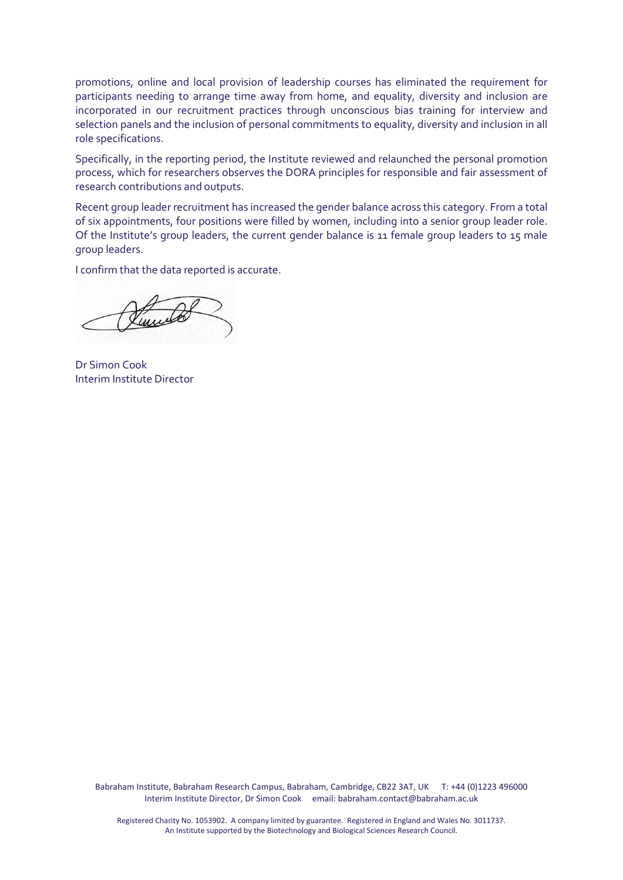promotions, online and local provision of leadership courses has eliminated the requirement for participants needing to arrange time away from home, and equality, diversity and inclusion are incorporated in our recruitment practices through unconscious bias training for interview and selection panels and the inclusion of personal commitments to equality, diversity and inclusion in all role specifications.

Specifically, in the reporting period, the Institute reviewed and relaunched the personal promotion process, which for researchers observes the DORA principles for responsible and fair assessment of research contributions and outputs.

Recent group leader recruitment has increased the gender balance across this category. From a total of six appointments, four positions were filled by women, including into a senior group leader role. Of the Institute's group leaders, the current gender balance is 11 female group leaders to 15 male group leaders.

I confirm that the data reported is accurate.

Dr Simon Cook
Interim Institute Director

Babraham Institute, Babraham Research Campus, Babraham, Cambridge, CB22 3AT, UK T: +44 (0)1223 496000
Interim Institute Director, Dr Simon Cook email: babraham.contact@babraham.ac.uk

Registered Charity No. 1053902. A company limited by guarantee. Registered in England and Wales No. 3011737.
An Institute supported by the Biotechnology and Biological Sciences Research Council.